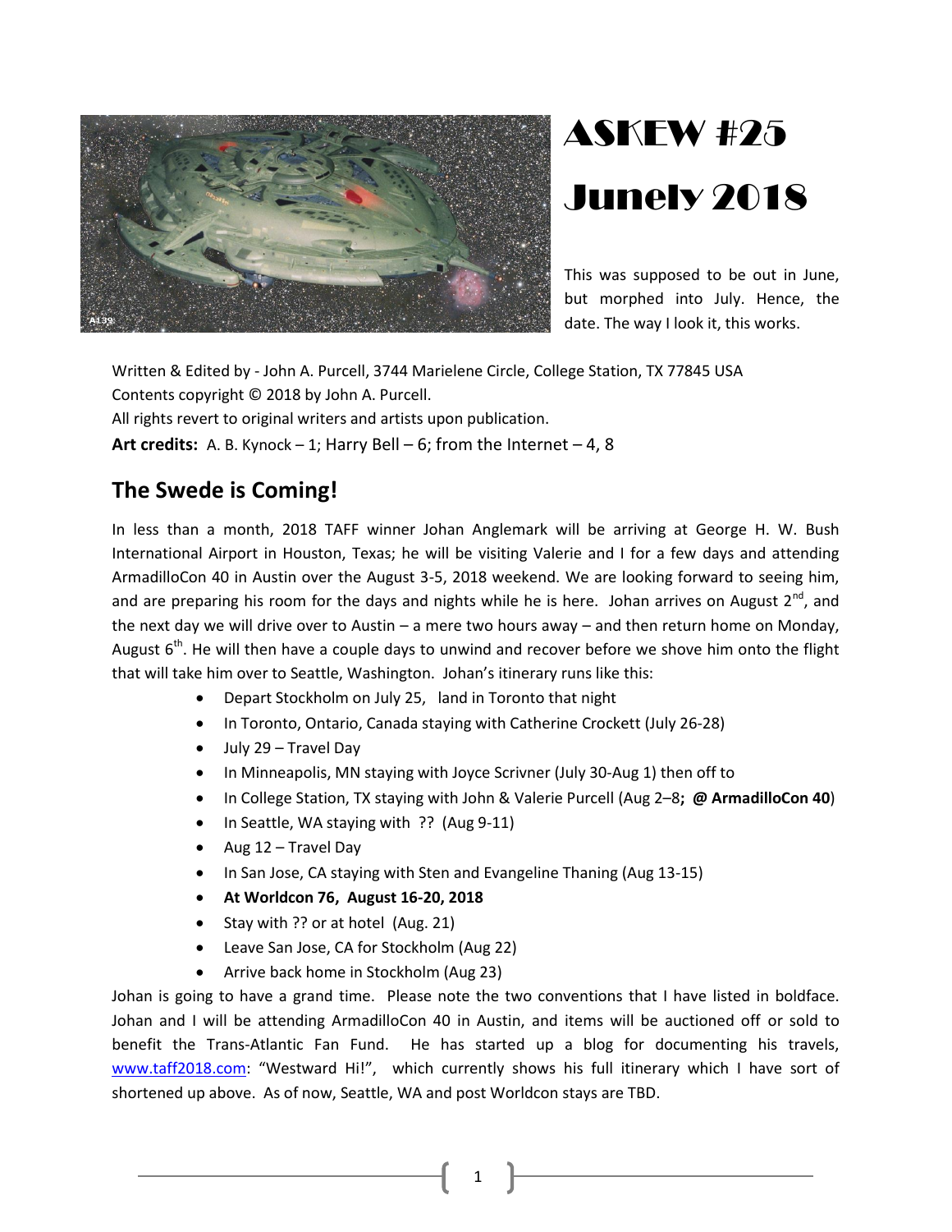# ASKEW #25

# Junely 2018

This was supposed to be out in June, but morphed into July. Hence, the date. The way I look it, this works.

Written & Edited by - John A. Purcell, 3744 Marielene Circle, College Station, TX 77845 USA
Contents copyright © 2018 by John A. Purcell.
All rights revert to original writers and artists upon publication.
**Art credits:** A. B. Kynock – 1; Harry Bell – 6; from the Internet – 4, 8

## The Swede is Coming!

In less than a month, 2018 TAFF winner Johan Anglemark will be arriving at George H. W. Bush International Airport in Houston, Texas; he will be visiting Valerie and I for a few days and attending ArmadilloCon 40 in Austin over the August 3-5, 2018 weekend. We are looking forward to seeing him, and are preparing his room for the days and nights while he is here. Johan arrives on August 2nd, and the next day we will drive over to Austin – a mere two hours away – and then return home on Monday, August 6th. He will then have a couple days to unwind and recover before we shove him onto the flight that will take him over to Seattle, Washington. Johan's itinerary runs like this:

- Depart Stockholm on July 25, land in Toronto that night
- In Toronto, Ontario, Canada staying with Catherine Crockett (July 26-28)
- July 29 – Travel Day
- In Minneapolis, MN staying with Joyce Scrivner (July 30-Aug 1) then off to
- In College Station, TX staying with John & Valerie Purcell (Aug 2–8**; @ ArmadilloCon 40**)
- In Seattle, WA staying with ?? (Aug 9-11)
- Aug 12 – Travel Day
- In San Jose, CA staying with Sten and Evangeline Thaning (Aug 13-15)
- **At Worldcon 76, August 16-20, 2018**
- Stay with ?? or at hotel (Aug. 21)
- Leave San Jose, CA for Stockholm (Aug 22)
- Arrive back home in Stockholm (Aug 23)

Johan is going to have a grand time. Please note the two conventions that I have listed in boldface. Johan and I will be attending ArmadilloCon 40 in Austin, and items will be auctioned off or sold to benefit the Trans-Atlantic Fan Fund. He has started up a blog for documenting his travels, www.taff2018.com: "Westward Hi!", which currently shows his full itinerary which I have sort of shortened up above. As of now, Seattle, WA and post Worldcon stays are TBD.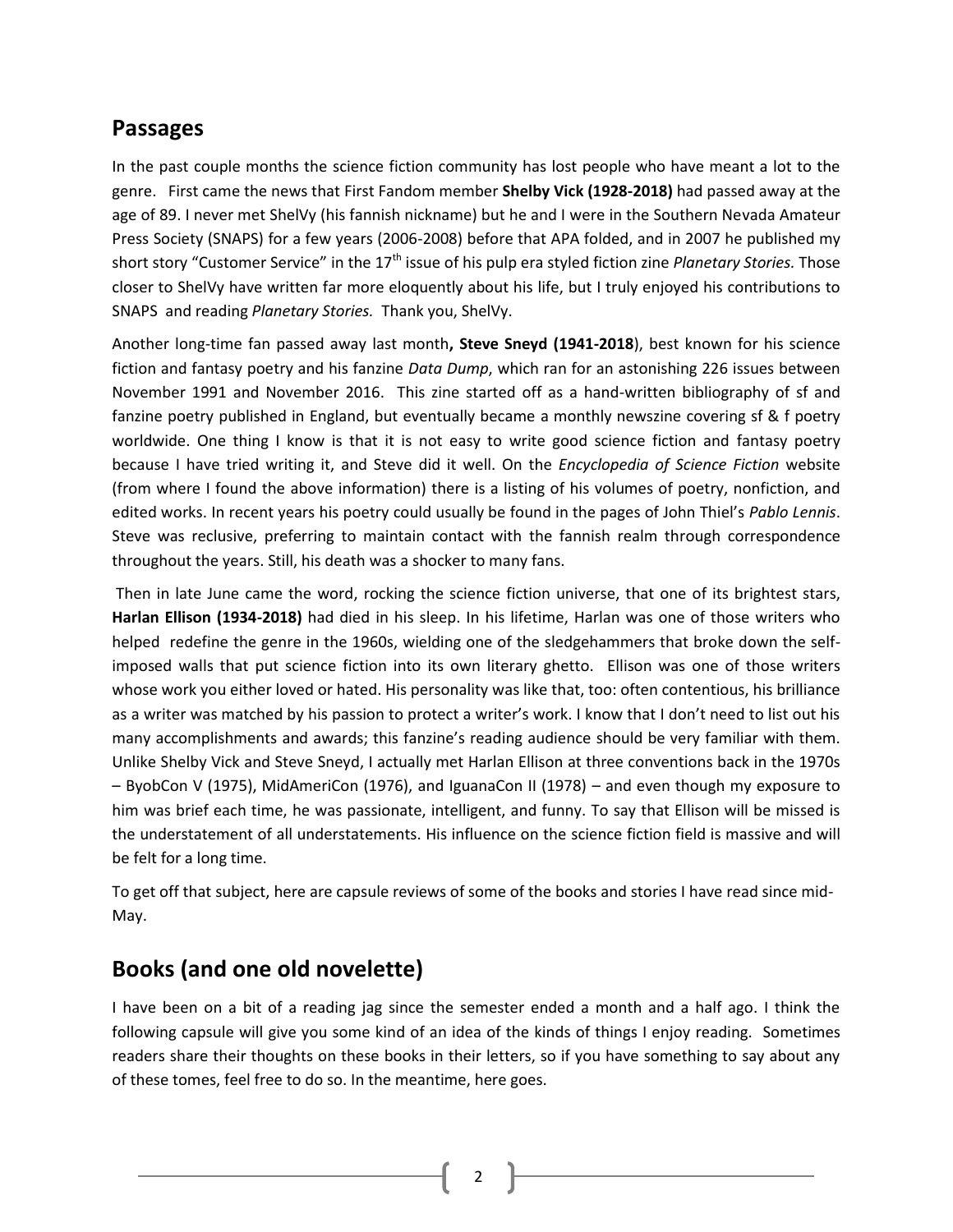## Passages

In the past couple months the science fiction community has lost people who have meant a lot to the genre. First came the news that First Fandom member **Shelby Vick (1928-2018)** had passed away at the age of 89. I never met ShelVy (his fannish nickname) but he and I were in the Southern Nevada Amateur Press Society (SNAPS) for a few years (2006-2008) before that APA folded, and in 2007 he published my short story "Customer Service" in the 17th issue of his pulp era styled fiction zine *Planetary Stories.* Those closer to ShelVy have written far more eloquently about his life, but I truly enjoyed his contributions to SNAPS and reading *Planetary Stories.* Thank you, ShelVy.

Another long-time fan passed away last month**, Steve Sneyd (1941-2018**), best known for his science fiction and fantasy poetry and his fanzine *Data Dump*, which ran for an astonishing 226 issues between November 1991 and November 2016. This zine started off as a hand-written bibliography of sf and fanzine poetry published in England, but eventually became a monthly newszine covering sf & f poetry worldwide. One thing I know is that it is not easy to write good science fiction and fantasy poetry because I have tried writing it, and Steve did it well. On the *Encyclopedia of Science Fiction* website (from where I found the above information) there is a listing of his volumes of poetry, nonfiction, and edited works. In recent years his poetry could usually be found in the pages of John Thiel's *Pablo Lennis*. Steve was reclusive, preferring to maintain contact with the fannish realm through correspondence throughout the years. Still, his death was a shocker to many fans.

Then in late June came the word, rocking the science fiction universe, that one of its brightest stars, **Harlan Ellison (1934-2018)** had died in his sleep. In his lifetime, Harlan was one of those writers who helped redefine the genre in the 1960s, wielding one of the sledgehammers that broke down the self-imposed walls that put science fiction into its own literary ghetto. Ellison was one of those writers whose work you either loved or hated. His personality was like that, too: often contentious, his brilliance as a writer was matched by his passion to protect a writer's work. I know that I don't need to list out his many accomplishments and awards; this fanzine's reading audience should be very familiar with them. Unlike Shelby Vick and Steve Sneyd, I actually met Harlan Ellison at three conventions back in the 1970s – ByobCon V (1975), MidAmeriCon (1976), and IguanaCon II (1978) – and even though my exposure to him was brief each time, he was passionate, intelligent, and funny. To say that Ellison will be missed is the understatement of all understatements. His influence on the science fiction field is massive and will be felt for a long time.

To get off that subject, here are capsule reviews of some of the books and stories I have read since mid-May.

## Books (and one old novelette)

I have been on a bit of a reading jag since the semester ended a month and a half ago. I think the following capsule will give you some kind of an idea of the kinds of things I enjoy reading. Sometimes readers share their thoughts on these books in their letters, so if you have something to say about any of these tomes, feel free to do so. In the meantime, here goes.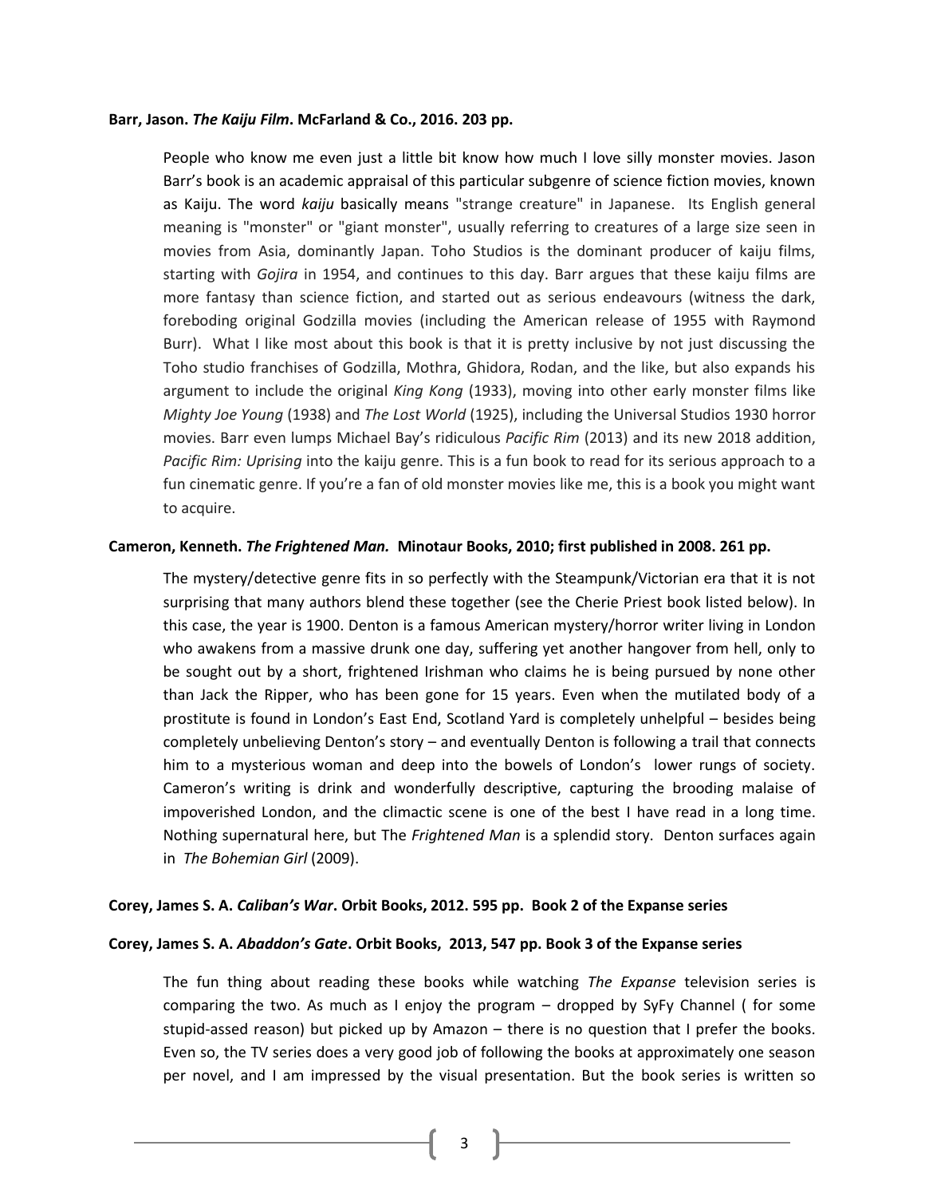**Barr, Jason. *The Kaiju Film*. McFarland & Co., 2016. 203 pp.**

People who know me even just a little bit know how much I love silly monster movies. Jason Barr's book is an academic appraisal of this particular subgenre of science fiction movies, known as Kaiju. The word *kaiju* basically means "strange creature" in Japanese. Its English general meaning is "monster" or "giant monster", usually referring to creatures of a large size seen in movies from Asia, dominantly Japan. Toho Studios is the dominant producer of kaiju films, starting with *Gojira* in 1954, and continues to this day. Barr argues that these kaiju films are more fantasy than science fiction, and started out as serious endeavours (witness the dark, foreboding original Godzilla movies (including the American release of 1955 with Raymond Burr). What I like most about this book is that it is pretty inclusive by not just discussing the Toho studio franchises of Godzilla, Mothra, Ghidora, Rodan, and the like, but also expands his argument to include the original *King Kong* (1933), moving into other early monster films like *Mighty Joe Young* (1938) and *The Lost World* (1925), including the Universal Studios 1930 horror movies. Barr even lumps Michael Bay's ridiculous *Pacific Rim* (2013) and its new 2018 addition, *Pacific Rim: Uprising* into the kaiju genre. This is a fun book to read for its serious approach to a fun cinematic genre. If you're a fan of old monster movies like me, this is a book you might want to acquire.

**Cameron, Kenneth. *The Frightened Man.* Minotaur Books, 2010; first published in 2008. 261 pp.**

The mystery/detective genre fits in so perfectly with the Steampunk/Victorian era that it is not surprising that many authors blend these together (see the Cherie Priest book listed below). In this case, the year is 1900. Denton is a famous American mystery/horror writer living in London who awakens from a massive drunk one day, suffering yet another hangover from hell, only to be sought out by a short, frightened Irishman who claims he is being pursued by none other than Jack the Ripper, who has been gone for 15 years. Even when the mutilated body of a prostitute is found in London's East End, Scotland Yard is completely unhelpful – besides being completely unbelieving Denton's story – and eventually Denton is following a trail that connects him to a mysterious woman and deep into the bowels of London's lower rungs of society. Cameron's writing is drink and wonderfully descriptive, capturing the brooding malaise of impoverished London, and the climactic scene is one of the best I have read in a long time. Nothing supernatural here, but The *Frightened Man* is a splendid story. Denton surfaces again in *The Bohemian Girl* (2009).

**Corey, James S. A. *Caliban's War*. Orbit Books, 2012. 595 pp. Book 2 of the Expanse series**

**Corey, James S. A. *Abaddon's Gate*. Orbit Books, 2013, 547 pp. Book 3 of the Expanse series**

The fun thing about reading these books while watching *The Expanse* television series is comparing the two. As much as I enjoy the program – dropped by SyFy Channel ( for some stupid-assed reason) but picked up by Amazon – there is no question that I prefer the books. Even so, the TV series does a very good job of following the books at approximately one season per novel, and I am impressed by the visual presentation. But the book series is written so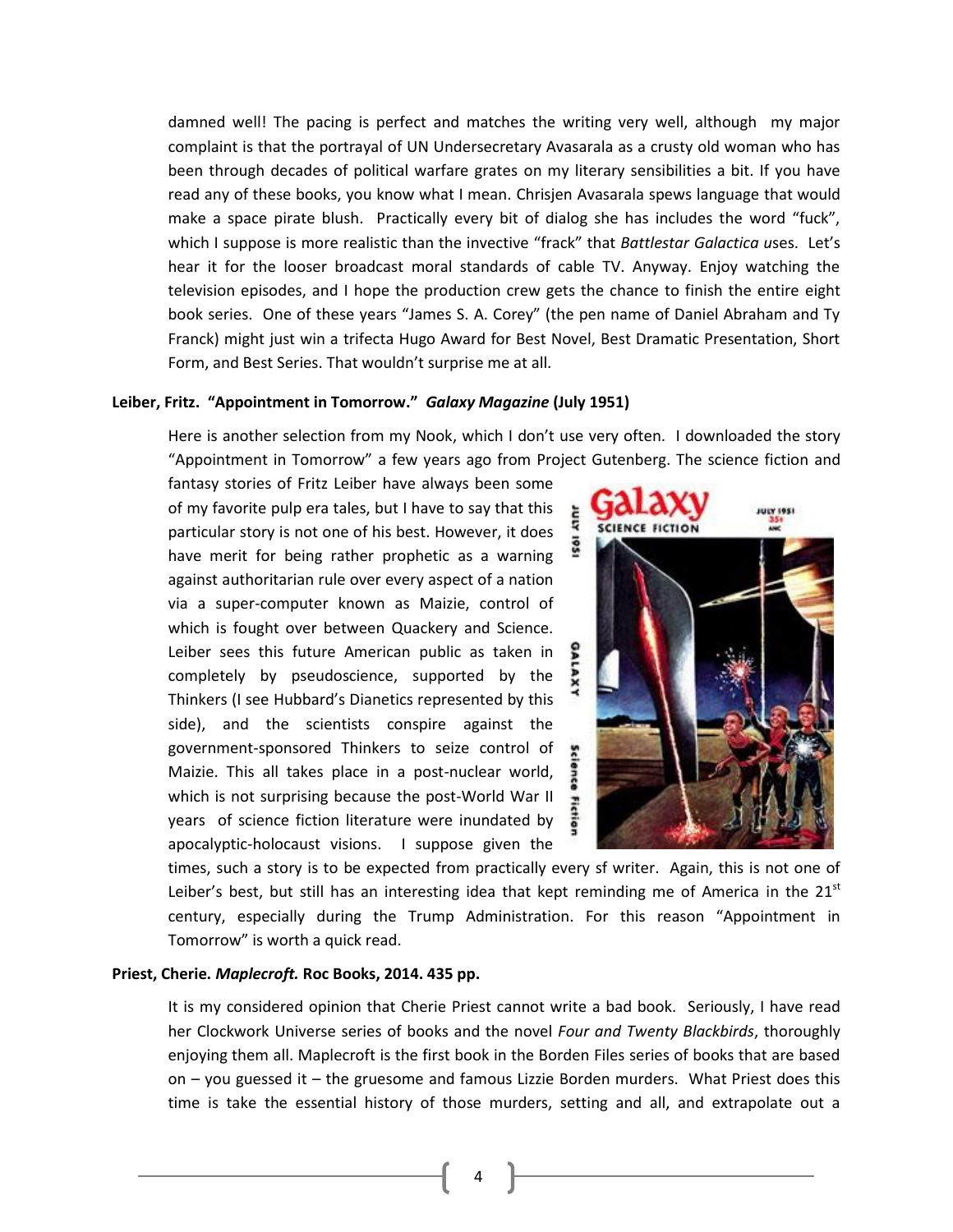damned well! The pacing is perfect and matches the writing very well, although my major complaint is that the portrayal of UN Undersecretary Avasarala as a crusty old woman who has been through decades of political warfare grates on my literary sensibilities a bit. If you have read any of these books, you know what I mean. Chrisjen Avasarala spews language that would make a space pirate blush. Practically every bit of dialog she has includes the word "fuck", which I suppose is more realistic than the invective "frack" that *Battlestar Galactica* uses. Let's hear it for the looser broadcast moral standards of cable TV. Anyway. Enjoy watching the television episodes, and I hope the production crew gets the chance to finish the entire eight book series. One of these years "James S. A. Corey" (the pen name of Daniel Abraham and Ty Franck) might just win a trifecta Hugo Award for Best Novel, Best Dramatic Presentation, Short Form, and Best Series. That wouldn't surprise me at all.

**Leiber, Fritz. "Appointment in Tomorrow." *Galaxy Magazine* (July 1951)**

Here is another selection from my Nook, which I don't use very often. I downloaded the story "Appointment in Tomorrow" a few years ago from Project Gutenberg. The science fiction and fantasy stories of Fritz Leiber have always been some of my favorite pulp era tales, but I have to say that this particular story is not one of his best. However, it does have merit for being rather prophetic as a warning against authoritarian rule over every aspect of a nation via a super-computer known as Maizie, control of which is fought over between Quackery and Science. Leiber sees this future American public as taken in completely by pseudoscience, supported by the Thinkers (I see Hubbard's Dianetics represented by this side), and the scientists conspire against the government-sponsored Thinkers to seize control of Maizie. This all takes place in a post-nuclear world, which is not surprising because the post-World War II years of science fiction literature were inundated by apocalyptic-holocaust visions. I suppose given the times, such a story is to be expected from practically every sf writer. Again, this is not one of Leiber's best, but still has an interesting idea that kept reminding me of America in the 21st century, especially during the Trump Administration. For this reason "Appointment in Tomorrow" is worth a quick read.

**Priest, Cherie. *Maplecroft.* Roc Books, 2014. 435 pp.**

It is my considered opinion that Cherie Priest cannot write a bad book. Seriously, I have read her Clockwork Universe series of books and the novel *Four and Twenty Blackbirds*, thoroughly enjoying them all. Maplecroft is the first book in the Borden Files series of books that are based on – you guessed it – the gruesome and famous Lizzie Borden murders. What Priest does this time is take the essential history of those murders, setting and all, and extrapolate out a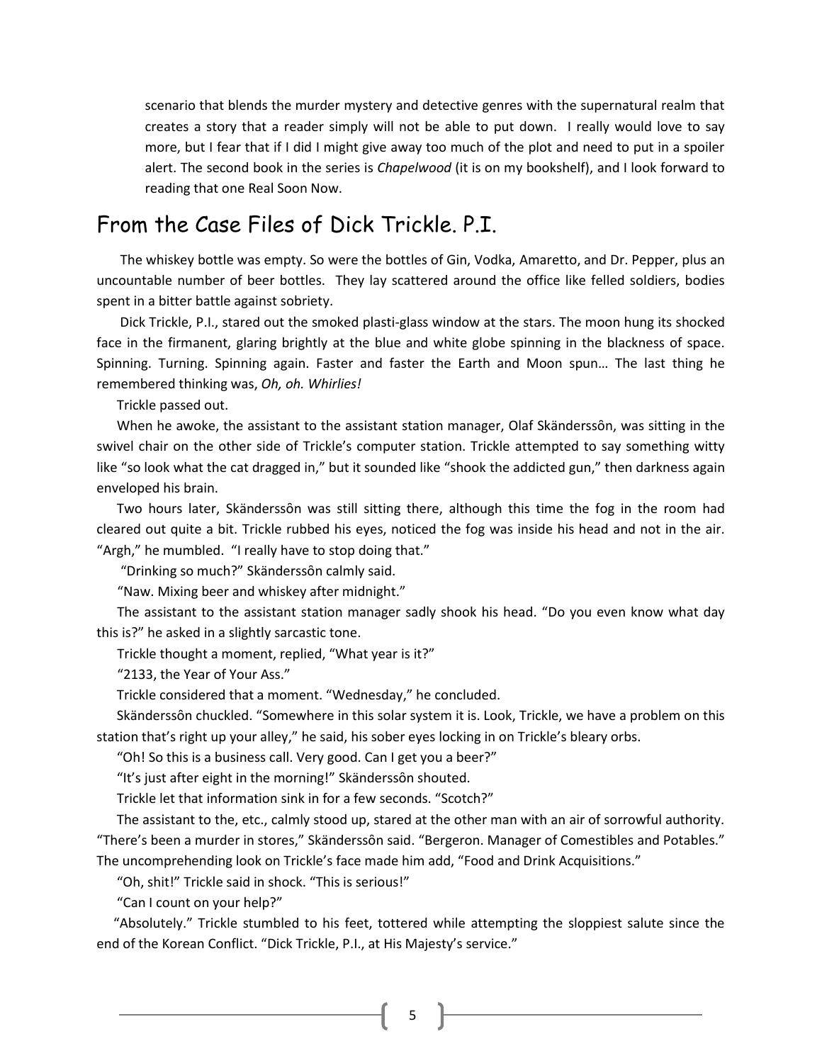scenario that blends the murder mystery and detective genres with the supernatural realm that creates a story that a reader simply will not be able to put down. I really would love to say more, but I fear that if I did I might give away too much of the plot and need to put in a spoiler alert. The second book in the series is *Chapelwood* (it is on my bookshelf), and I look forward to reading that one Real Soon Now.

## From the Case Files of Dick Trickle. P.I.

The whiskey bottle was empty. So were the bottles of Gin, Vodka, Amaretto, and Dr. Pepper, plus an uncountable number of beer bottles. They lay scattered around the office like felled soldiers, bodies spent in a bitter battle against sobriety.

Dick Trickle, P.I., stared out the smoked plasti-glass window at the stars. The moon hung its shocked face in the firmanent, glaring brightly at the blue and white globe spinning in the blackness of space. Spinning. Turning. Spinning again. Faster and faster the Earth and Moon spun… The last thing he remembered thinking was, *Oh, oh. Whirlies!*

Trickle passed out.

When he awoke, the assistant to the assistant station manager, Olaf Skänderssôn, was sitting in the swivel chair on the other side of Trickle's computer station. Trickle attempted to say something witty like "so look what the cat dragged in," but it sounded like "shook the addicted gun," then darkness again enveloped his brain.

Two hours later, Skänderssôn was still sitting there, although this time the fog in the room had cleared out quite a bit. Trickle rubbed his eyes, noticed the fog was inside his head and not in the air. "Argh," he mumbled. "I really have to stop doing that."

"Drinking so much?" Skänderssôn calmly said.

"Naw. Mixing beer and whiskey after midnight."

The assistant to the assistant station manager sadly shook his head. "Do you even know what day this is?" he asked in a slightly sarcastic tone.

Trickle thought a moment, replied, "What year is it?"

"2133, the Year of Your Ass."

Trickle considered that a moment. "Wednesday," he concluded.

Skänderssôn chuckled. "Somewhere in this solar system it is. Look, Trickle, we have a problem on this station that's right up your alley," he said, his sober eyes locking in on Trickle's bleary orbs.

"Oh! So this is a business call. Very good. Can I get you a beer?"

"It's just after eight in the morning!" Skänderssôn shouted.

Trickle let that information sink in for a few seconds. "Scotch?"

The assistant to the, etc., calmly stood up, stared at the other man with an air of sorrowful authority. "There's been a murder in stores," Skänderssôn said. "Bergeron. Manager of Comestibles and Potables." The uncomprehending look on Trickle's face made him add, "Food and Drink Acquisitions."

"Oh, shit!" Trickle said in shock. "This is serious!"

"Can I count on your help?"

"Absolutely." Trickle stumbled to his feet, tottered while attempting the sloppiest salute since the end of the Korean Conflict. "Dick Trickle, P.I., at His Majesty's service."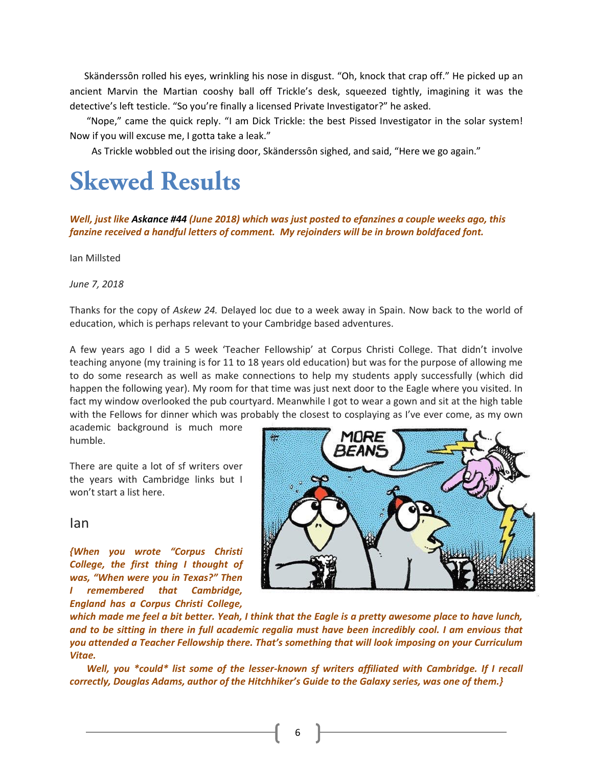Skänderssôn rolled his eyes, wrinkling his nose in disgust. "Oh, knock that crap off." He picked up an ancient Marvin the Martian cooshy ball off Trickle's desk, squeezed tightly, imagining it was the detective's left testicle. "So you're finally a licensed Private Investigator?" he asked.

"Nope," came the quick reply. "I am Dick Trickle: the best Pissed Investigator in the solar system! Now if you will excuse me, I gotta take a leak."

As Trickle wobbled out the irising door, Skänderssôn sighed, and said, "Here we go again."

# Skewed Results

***Well, just like Askance #44 (June 2018) which was just posted to efanzines a couple weeks ago, this fanzine received a handful letters of comment. My rejoinders will be in brown boldfaced font.***

Ian Millsted

*June 7, 2018*

Thanks for the copy of *Askew 24.* Delayed loc due to a week away in Spain. Now back to the world of education, which is perhaps relevant to your Cambridge based adventures.

A few years ago I did a 5 week 'Teacher Fellowship' at Corpus Christi College. That didn't involve teaching anyone (my training is for 11 to 18 years old education) but was for the purpose of allowing me to do some research as well as make connections to help my students apply successfully (which did happen the following year). My room for that time was just next door to the Eagle where you visited. In fact my window overlooked the pub courtyard. Meanwhile I got to wear a gown and sit at the high table with the Fellows for dinner which was probably the closest to cosplaying as I've ever come, as my own academic background is much more humble.

There are quite a lot of sf writers over the years with Cambridge links but I won't start a list here.

Ian

***{When you wrote "Corpus Christi College, the first thing I thought of was, "When were you in Texas?" Then I remembered that Cambridge, England has a Corpus Christi College, which made me feel a bit better. Yeah, I think that the Eagle is a pretty awesome place to have lunch, and to be sitting in there in full academic regalia must have been incredibly cool. I am envious that you attended a Teacher Fellowship there. That's something that will look imposing on your Curriculum Vitae.***

***Well, you *could* list some of the lesser-known sf writers affiliated with Cambridge. If I recall correctly, Douglas Adams, author of the Hitchhiker's Guide to the Galaxy series, was one of them.}***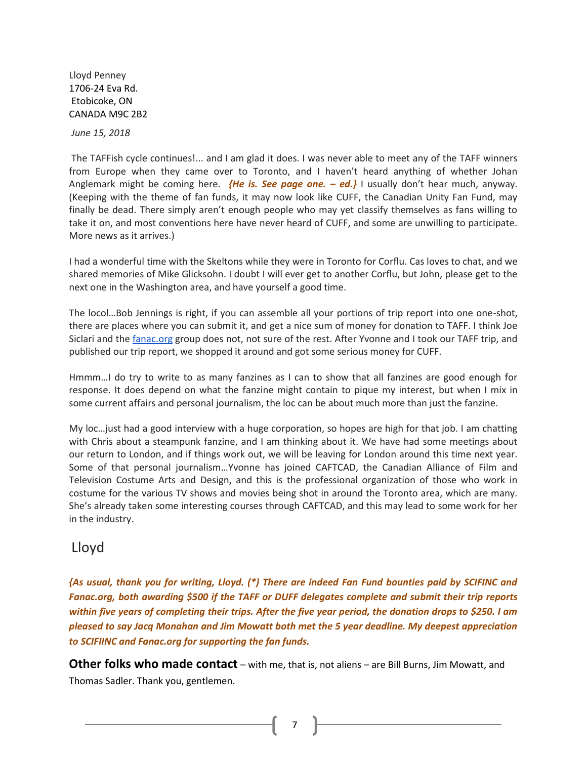Lloyd Penney
1706-24 Eva Rd.
Etobicoke, ON
CANADA M9C 2B2

*June 15, 2018*

The TAFFish cycle continues!... and I am glad it does. I was never able to meet any of the TAFF winners from Europe when they came over to Toronto, and I haven't heard anything of whether Johan Anglemark might be coming here. ***{He is. See page one. – ed.}*** I usually don't hear much, anyway. (Keeping with the theme of fan funds, it may now look like CUFF, the Canadian Unity Fan Fund, may finally be dead. There simply aren't enough people who may yet classify themselves as fans willing to take it on, and most conventions here have never heard of CUFF, and some are unwilling to participate. More news as it arrives.)

I had a wonderful time with the Skeltons while they were in Toronto for Corflu. Cas loves to chat, and we shared memories of Mike Glicksohn. I doubt I will ever get to another Corflu, but John, please get to the next one in the Washington area, and have yourself a good time.

The locol…Bob Jennings is right, if you can assemble all your portions of trip report into one one-shot, there are places where you can submit it, and get a nice sum of money for donation to TAFF. I think Joe Siclari and the fanac.org group does not, not sure of the rest. After Yvonne and I took our TAFF trip, and published our trip report, we shopped it around and got some serious money for CUFF.

Hmmm…I do try to write to as many fanzines as I can to show that all fanzines are good enough for response. It does depend on what the fanzine might contain to pique my interest, but when I mix in some current affairs and personal journalism, the loc can be about much more than just the fanzine.

My loc…just had a good interview with a huge corporation, so hopes are high for that job. I am chatting with Chris about a steampunk fanzine, and I am thinking about it. We have had some meetings about our return to London, and if things work out, we will be leaving for London around this time next year. Some of that personal journalism…Yvonne has joined CAFTCAD, the Canadian Alliance of Film and Television Costume Arts and Design, and this is the professional organization of those who work in costume for the various TV shows and movies being shot in around the Toronto area, which are many. She's already taken some interesting courses through CAFTCAD, and this may lead to some work for her in the industry.

Lloyd

***{As usual, thank you for writing, Lloyd. (*) There are indeed Fan Fund bounties paid by SCIFINC and Fanac.org, both awarding $500 if the TAFF or DUFF delegates complete and submit their trip reports within five years of completing their trips. After the five year period, the donation drops to $250. I am pleased to say Jacq Monahan and Jim Mowatt both met the 5 year deadline. My deepest appreciation to SCIFIINC and Fanac.org for supporting the fan funds.***

**Other folks who made contact** – with me, that is, not aliens – are Bill Burns, Jim Mowatt, and Thomas Sadler. Thank you, gentlemen.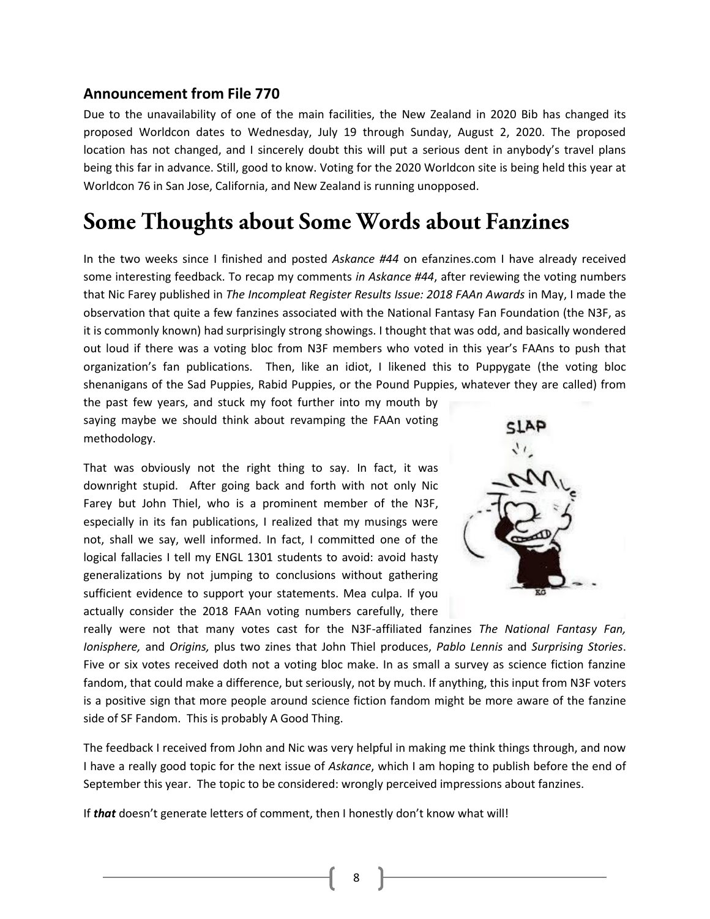### Announcement from File 770

Due to the unavailability of one of the main facilities, the New Zealand in 2020 Bib has changed its proposed Worldcon dates to Wednesday, July 19 through Sunday, August 2, 2020. The proposed location has not changed, and I sincerely doubt this will put a serious dent in anybody's travel plans being this far in advance. Still, good to know. Voting for the 2020 Worldcon site is being held this year at Worldcon 76 in San Jose, California, and New Zealand is running unopposed.

# Some Thoughts about Some Words about Fanzines

In the two weeks since I finished and posted *Askance #44* on efanzines.com I have already received some interesting feedback. To recap my comments *in Askance #44*, after reviewing the voting numbers that Nic Farey published in *The Incompleat Register Results Issue: 2018 FAAn Awards* in May, I made the observation that quite a few fanzines associated with the National Fantasy Fan Foundation (the N3F, as it is commonly known) had surprisingly strong showings. I thought that was odd, and basically wondered out loud if there was a voting bloc from N3F members who voted in this year's FAAns to push that organization's fan publications. Then, like an idiot, I likened this to Puppygate (the voting bloc shenanigans of the Sad Puppies, Rabid Puppies, or the Pound Puppies, whatever they are called) from the past few years, and stuck my foot further into my mouth by saying maybe we should think about revamping the FAAn voting methodology.

That was obviously not the right thing to say. In fact, it was downright stupid. After going back and forth with not only Nic Farey but John Thiel, who is a prominent member of the N3F, especially in its fan publications, I realized that my musings were not, shall we say, well informed. In fact, I committed one of the logical fallacies I tell my ENGL 1301 students to avoid: avoid hasty generalizations by not jumping to conclusions without gathering sufficient evidence to support your statements. Mea culpa. If you actually consider the 2018 FAAn voting numbers carefully, there really were not that many votes cast for the N3F-affiliated fanzines *The National Fantasy Fan, Ionisphere,* and *Origins,* plus two zines that John Thiel produces, *Pablo Lennis* and *Surprising Stories*. Five or six votes received doth not a voting bloc make. In as small a survey as science fiction fanzine fandom, that could make a difference, but seriously, not by much. If anything, this input from N3F voters is a positive sign that more people around science fiction fandom might be more aware of the fanzine side of SF Fandom. This is probably A Good Thing.

The feedback I received from John and Nic was very helpful in making me think things through, and now I have a really good topic for the next issue of *Askance*, which I am hoping to publish before the end of September this year. The topic to be considered: wrongly perceived impressions about fanzines.

If ***that*** doesn't generate letters of comment, then I honestly don't know what will!